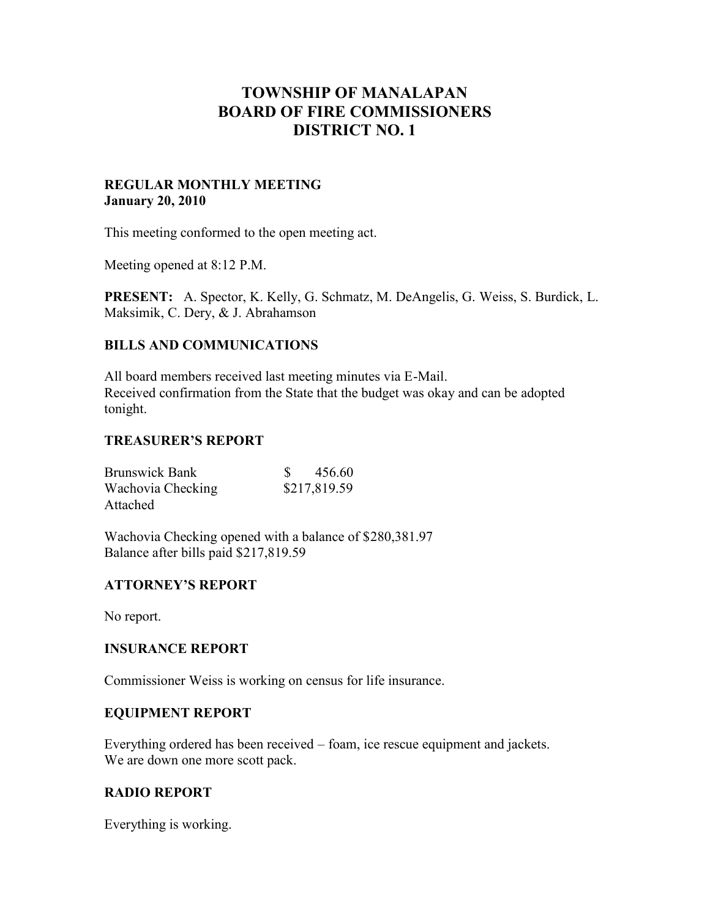# TOWNSHIP OF MANALAPAN
# BOARD OF FIRE COMMISSIONERS
# DISTRICT NO. 1

**REGULAR MONTHLY MEETING**
**January 20, 2010**

This meeting conformed to the open meeting act.

Meeting opened at 8:12 P.M.

**PRESENT:** A. Spector, K. Kelly, G. Schmatz, M. DeAngelis, G. Weiss, S. Burdick, L. Maksimik, C. Dery, & J. Abrahamson

## BILLS AND COMMUNICATIONS

All board members received last meeting minutes via E-Mail.
Received confirmation from the State that the budget was okay and can be adopted tonight.

## TREASURER'S REPORT

| | |
|---|---|
| Brunswick Bank | $ 456.60 |
| Wachovia Checking | $217,819.59 |
| Attached | |

Wachovia Checking opened with a balance of $280,381.97
Balance after bills paid $217,819.59

## ATTORNEY'S REPORT

No report.

## INSURANCE REPORT

Commissioner Weiss is working on census for life insurance.

## EQUIPMENT REPORT

Everything ordered has been received – foam, ice rescue equipment and jackets.
We are down one more scott pack.

## RADIO REPORT

Everything is working.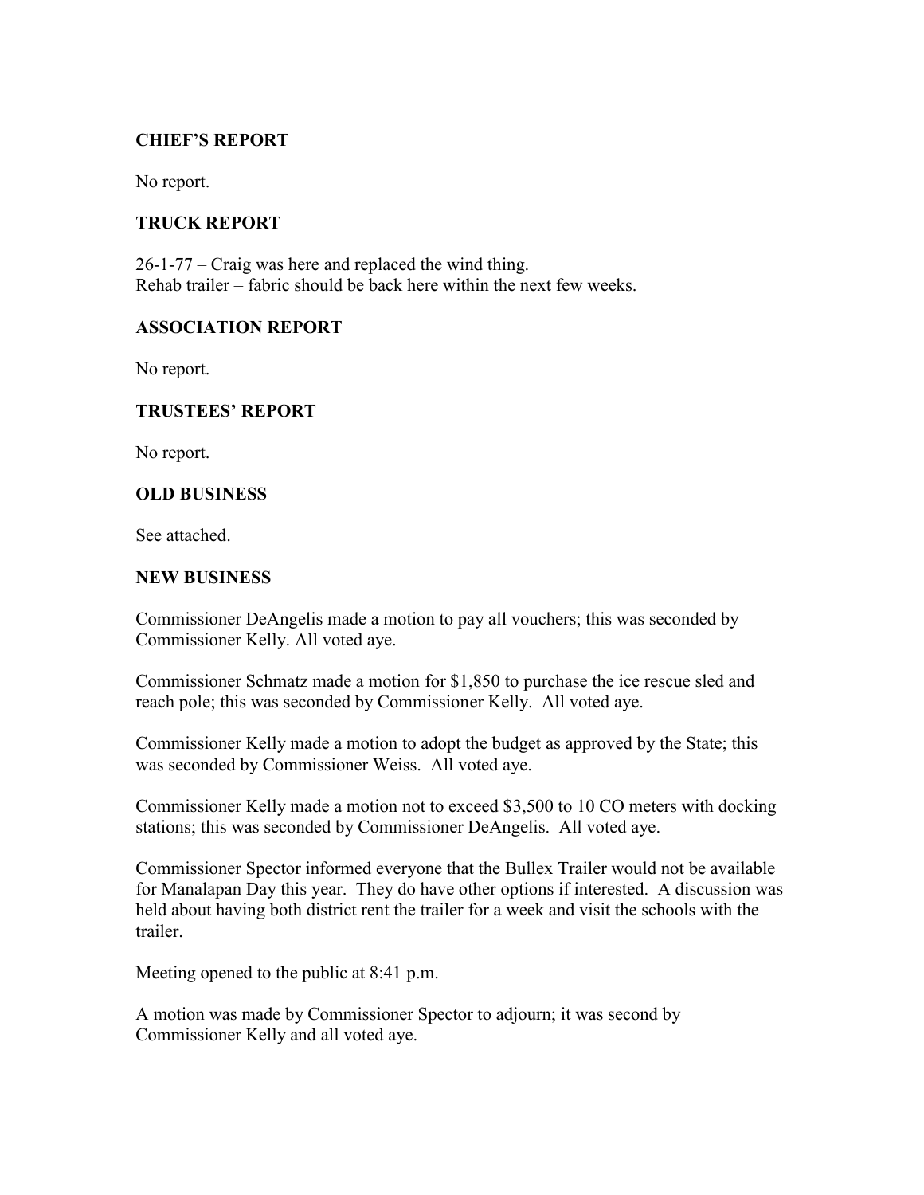## CHIEF'S REPORT

No report.

## TRUCK REPORT

26-1-77 – Craig was here and replaced the wind thing.
Rehab trailer – fabric should be back here within the next few weeks.

## ASSOCIATION REPORT

No report.

## TRUSTEES' REPORT

No report.

## OLD BUSINESS

See attached.

## NEW BUSINESS

Commissioner DeAngelis made a motion to pay all vouchers; this was seconded by Commissioner Kelly. All voted aye.

Commissioner Schmatz made a motion for $1,850 to purchase the ice rescue sled and reach pole; this was seconded by Commissioner Kelly. All voted aye.

Commissioner Kelly made a motion to adopt the budget as approved by the State; this was seconded by Commissioner Weiss. All voted aye.

Commissioner Kelly made a motion not to exceed $3,500 to 10 CO meters with docking stations; this was seconded by Commissioner DeAngelis. All voted aye.

Commissioner Spector informed everyone that the Bullex Trailer would not be available for Manalapan Day this year. They do have other options if interested. A discussion was held about having both district rent the trailer for a week and visit the schools with the trailer.

Meeting opened to the public at 8:41 p.m.

A motion was made by Commissioner Spector to adjourn; it was second by Commissioner Kelly and all voted aye.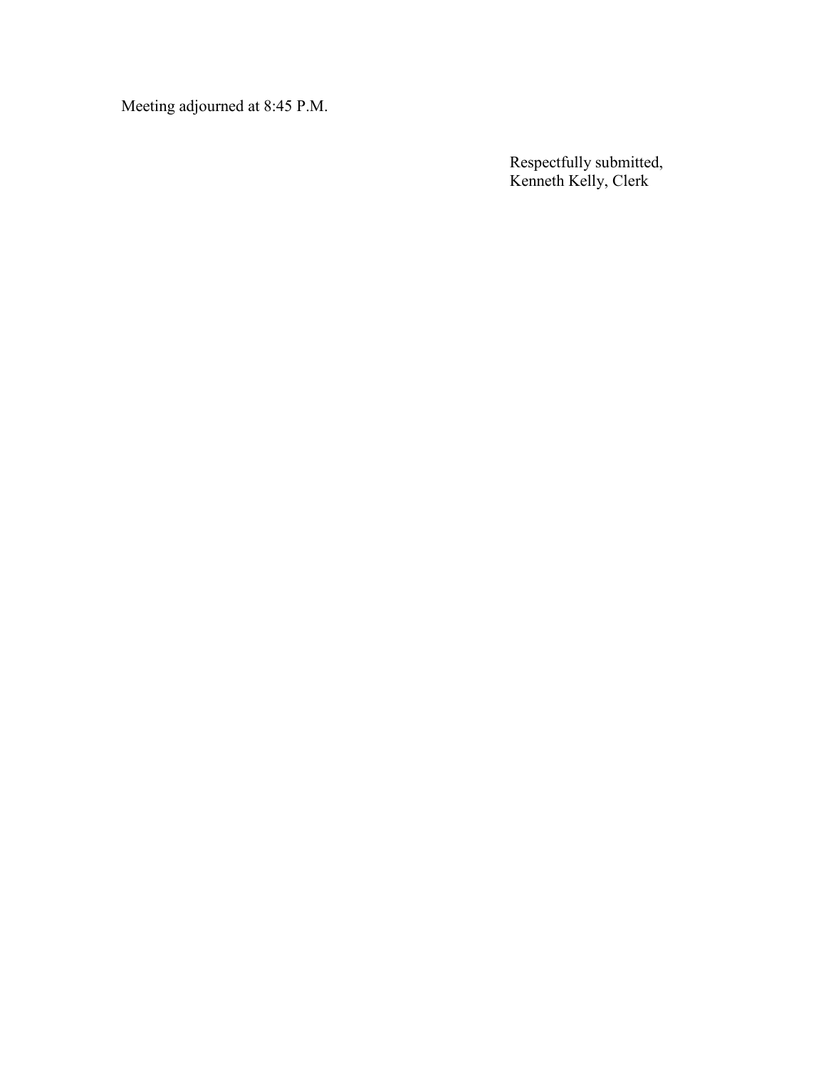Meeting adjourned at 8:45 P.M.

Respectfully submitted,
Kenneth Kelly, Clerk